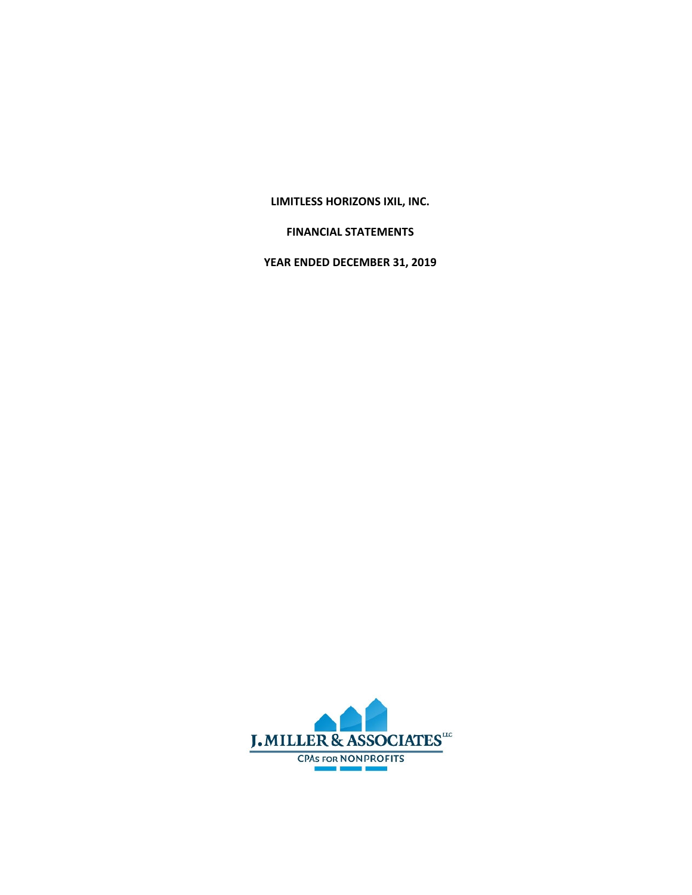**LIMITLESS HORIZONS IXIL, INC.**

**FINANCIAL STATEMENTS**

**YEAR ENDED DECEMBER 31, 2019**

J. MILLER & ASSOCIATES LLC

CPAs FOR NONPROFITS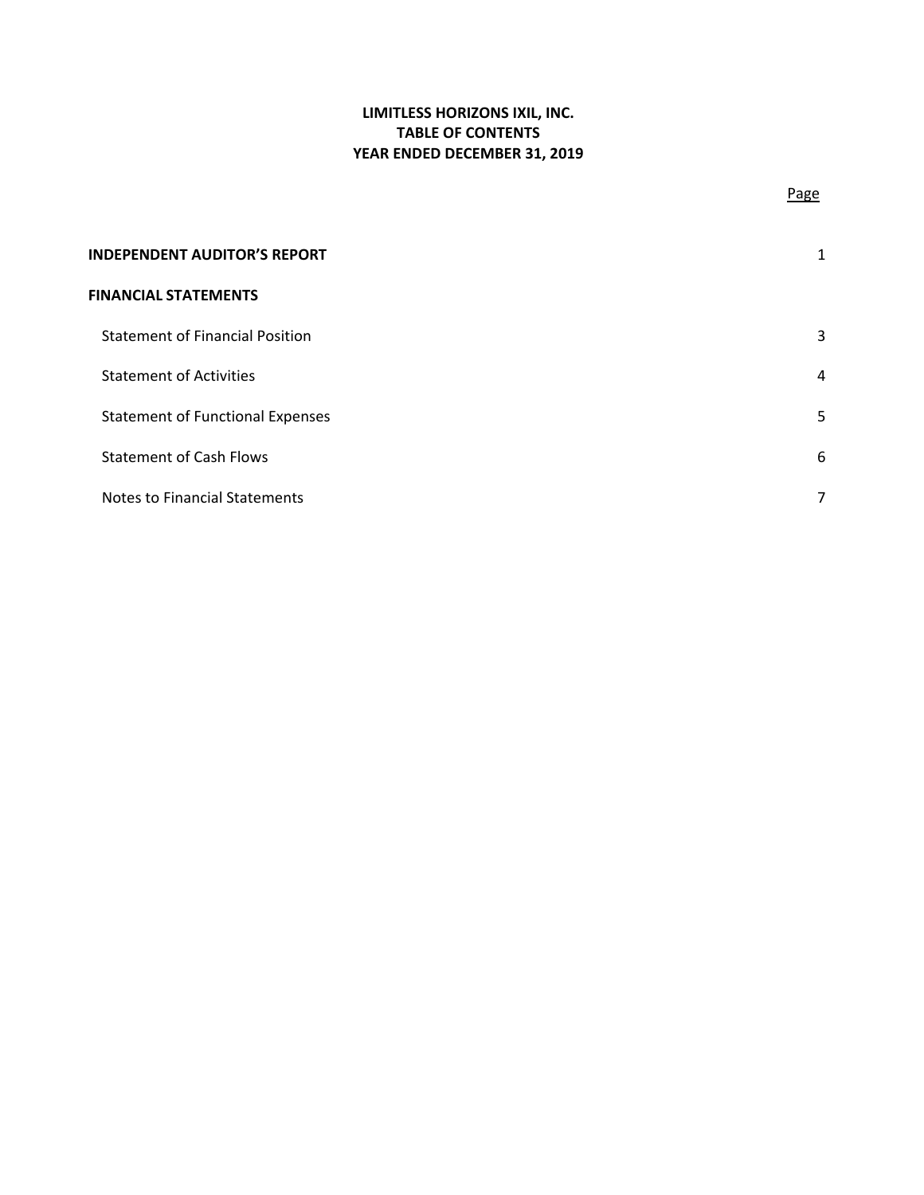# LIMITLESS HORIZONS IXIL, INC.
## TABLE OF CONTENTS
### YEAR ENDED DECEMBER 31, 2019

| | Page |
|---|---|
| **INDEPENDENT AUDITOR'S REPORT** | 1 |
| **FINANCIAL STATEMENTS** | |
| Statement of Financial Position | 3 |
| Statement of Activities | 4 |
| Statement of Functional Expenses | 5 |
| Statement of Cash Flows | 6 |
| Notes to Financial Statements | 7 |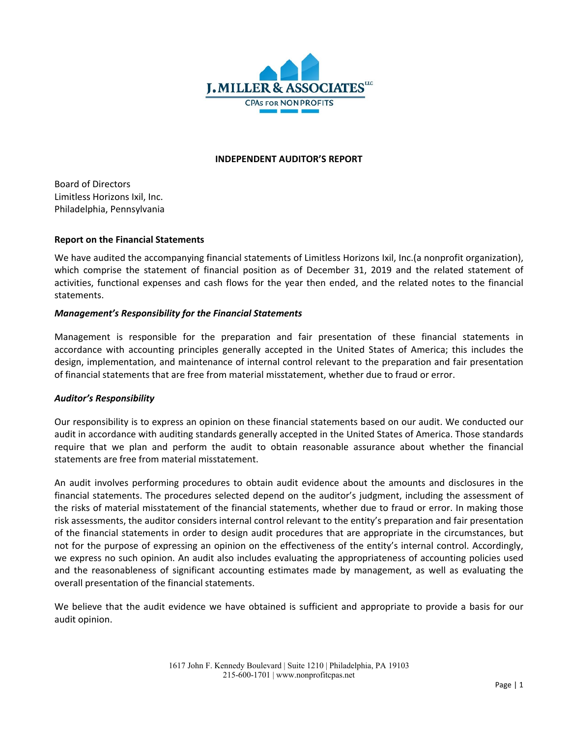J. MILLER & ASSOCIATES LLC

CPAs FOR NONPROFITS

**INDEPENDENT AUDITOR'S REPORT**

Board of Directors
Limitless Horizons Ixil, Inc.
Philadelphia, Pennsylvania

**Report on the Financial Statements**

We have audited the accompanying financial statements of Limitless Horizons Ixil, Inc.(a nonprofit organization), which comprise the statement of financial position as of December 31, 2019 and the related statement of activities, functional expenses and cash flows for the year then ended, and the related notes to the financial statements.

***Management's Responsibility for the Financial Statements***

Management is responsible for the preparation and fair presentation of these financial statements in accordance with accounting principles generally accepted in the United States of America; this includes the design, implementation, and maintenance of internal control relevant to the preparation and fair presentation of financial statements that are free from material misstatement, whether due to fraud or error.

***Auditor's Responsibility***

Our responsibility is to express an opinion on these financial statements based on our audit. We conducted our audit in accordance with auditing standards generally accepted in the United States of America. Those standards require that we plan and perform the audit to obtain reasonable assurance about whether the financial statements are free from material misstatement.

An audit involves performing procedures to obtain audit evidence about the amounts and disclosures in the financial statements. The procedures selected depend on the auditor's judgment, including the assessment of the risks of material misstatement of the financial statements, whether due to fraud or error. In making those risk assessments, the auditor considers internal control relevant to the entity's preparation and fair presentation of the financial statements in order to design audit procedures that are appropriate in the circumstances, but not for the purpose of expressing an opinion on the effectiveness of the entity's internal control. Accordingly, we express no such opinion. An audit also includes evaluating the appropriateness of accounting policies used and the reasonableness of significant accounting estimates made by management, as well as evaluating the overall presentation of the financial statements.

We believe that the audit evidence we have obtained is sufficient and appropriate to provide a basis for our audit opinion.

1617 John F. Kennedy Boulevard | Suite 1210 | Philadelphia, PA 19103
215-600-1701 | www.nonprofitcpas.net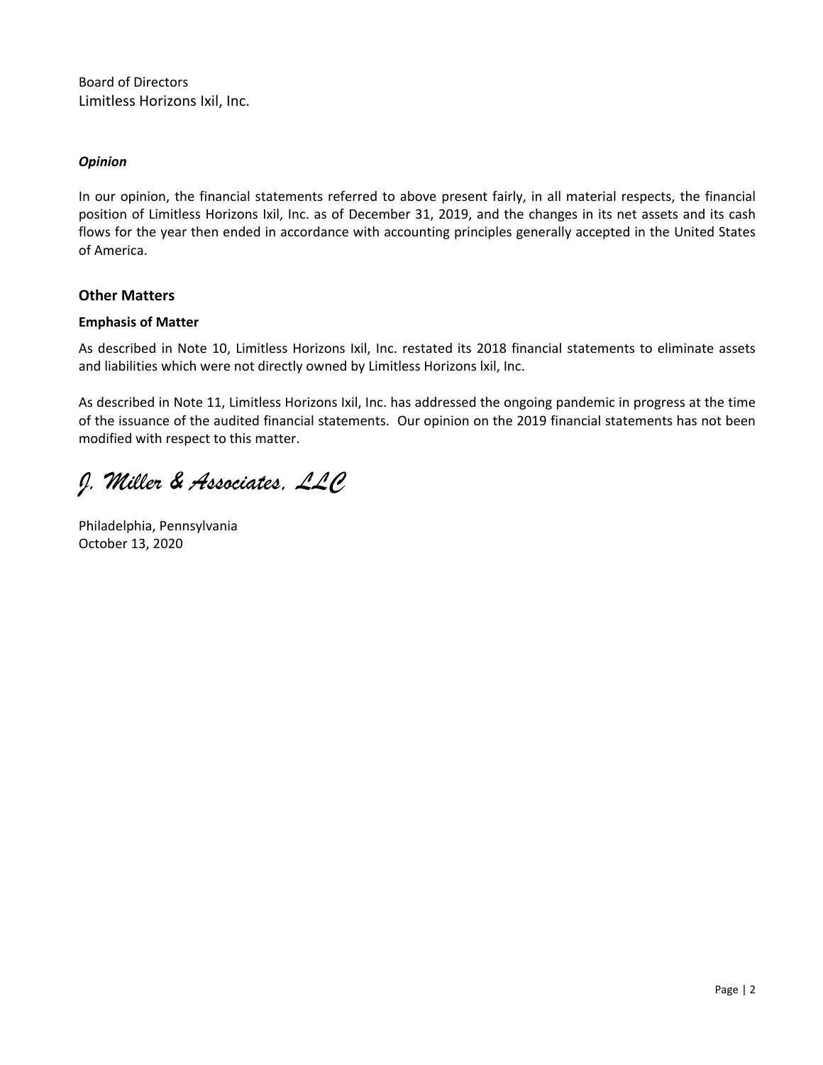Board of Directors
Limitless Horizons Ixil, Inc.

***Opinion***

In our opinion, the financial statements referred to above present fairly, in all material respects, the financial position of Limitless Horizons Ixil, Inc. as of December 31, 2019, and the changes in its net assets and its cash flows for the year then ended in accordance with accounting principles generally accepted in the United States of America.

## Other Matters

**Emphasis of Matter**

As described in Note 10, Limitless Horizons Ixil, Inc. restated its 2018 financial statements to eliminate assets and liabilities which were not directly owned by Limitless Horizons lxil, Inc.

As described in Note 11, Limitless Horizons Ixil, Inc. has addressed the ongoing pandemic in progress at the time of the issuance of the audited financial statements. Our opinion on the 2019 financial statements has not been modified with respect to this matter.

*J. Miller & Associates, LLC*

Philadelphia, Pennsylvania
October 13, 2020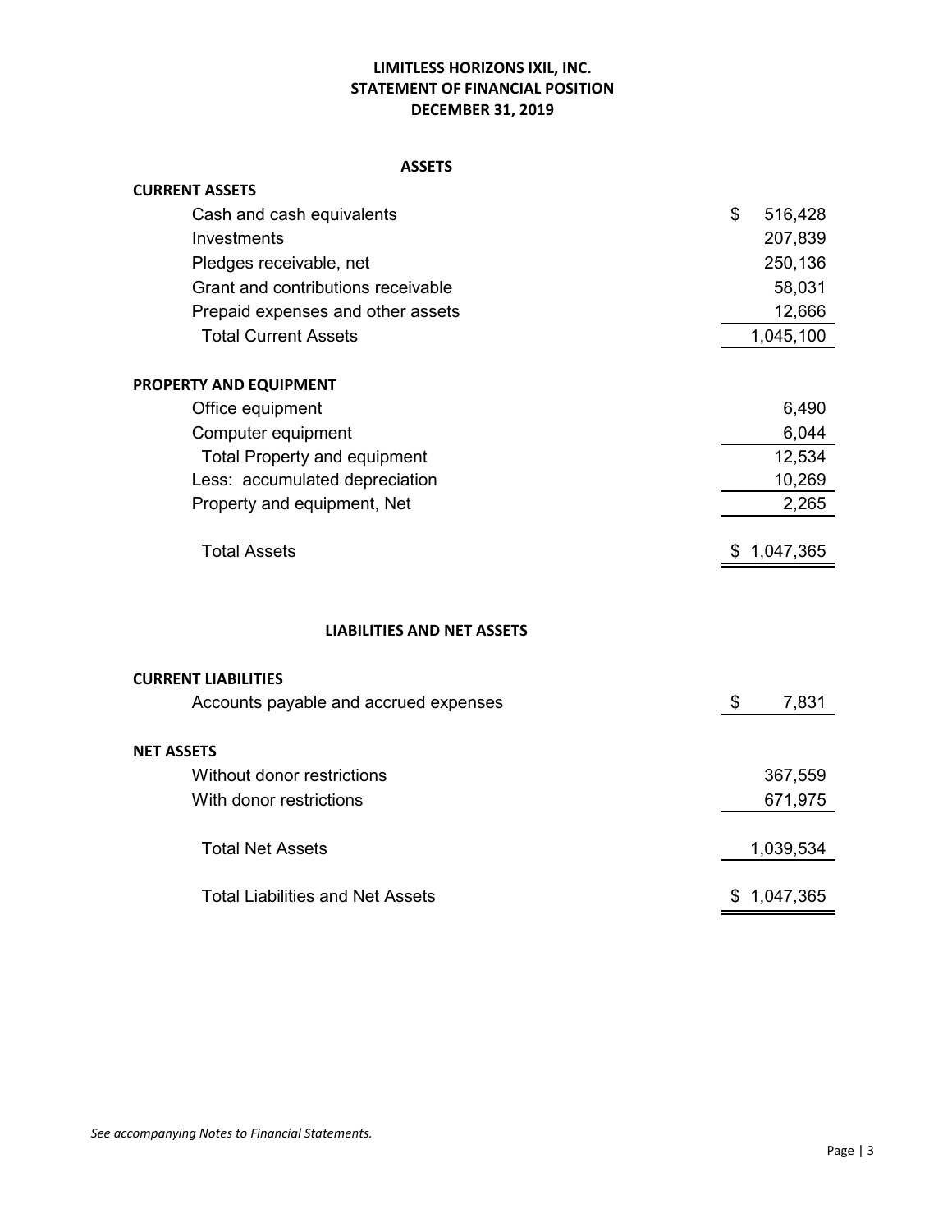**LIMITLESS HORIZONS IXIL, INC.**
**STATEMENT OF FINANCIAL POSITION**
**DECEMBER 31, 2019**

**ASSETS**

| | |
|---|---|
| **CURRENT ASSETS** | |
| Cash and cash equivalents | $ 516,428 |
| Investments | 207,839 |
| Pledges receivable, net | 250,136 |
| Grant and contributions receivable | 58,031 |
| Prepaid expenses and other assets | 12,666 |
| Total Current Assets | 1,045,100 |
| | |
| **PROPERTY AND EQUIPMENT** | |
| Office equipment | 6,490 |
| Computer equipment | 6,044 |
| Total Property and equipment | 12,534 |
| Less: accumulated depreciation | 10,269 |
| Property and equipment, Net | 2,265 |
| | |
| Total Assets | $ 1,047,365 |

**LIABILITIES AND NET ASSETS**

| | |
|---|---|
| **CURRENT LIABILITIES** | |
| Accounts payable and accrued expenses | $ 7,831 |
| | |
| **NET ASSETS** | |
| Without donor restrictions | 367,559 |
| With donor restrictions | 671,975 |
| | |
| Total Net Assets | 1,039,534 |
| | |
| Total Liabilities and Net Assets | $ 1,047,365 |

*See accompanying Notes to Financial Statements.*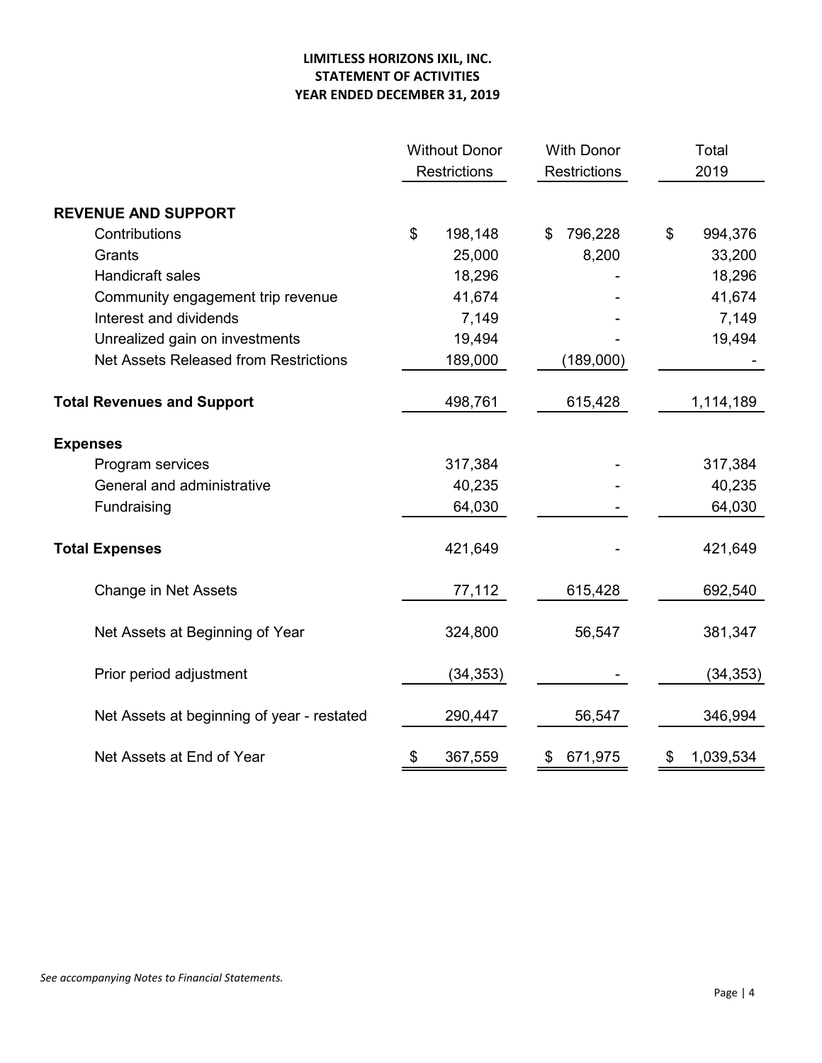**LIMITLESS HORIZONS IXIL, INC.**
**STATEMENT OF ACTIVITIES**
**YEAR ENDED DECEMBER 31, 2019**

| | Without Donor Restrictions | With Donor Restrictions | Total 2019 |
|---|---|---|---|
| **REVENUE AND SUPPORT** | | | |
| Contributions | $ 198,148 | $ 796,228 | $ 994,376 |
| Grants | 25,000 | 8,200 | 33,200 |
| Handicraft sales | 18,296 | - | 18,296 |
| Community engagement trip revenue | 41,674 | - | 41,674 |
| Interest and dividends | 7,149 | - | 7,149 |
| Unrealized gain on investments | 19,494 | - | 19,494 |
| Net Assets Released from Restrictions | 189,000 | (189,000) | - |
| **Total Revenues and Support** | 498,761 | 615,428 | 1,114,189 |
| **Expenses** | | | |
| Program services | 317,384 | - | 317,384 |
| General and administrative | 40,235 | - | 40,235 |
| Fundraising | 64,030 | - | 64,030 |
| **Total Expenses** | 421,649 | - | 421,649 |
| Change in Net Assets | 77,112 | 615,428 | 692,540 |
| Net Assets at Beginning of Year | 324,800 | 56,547 | 381,347 |
| Prior period adjustment | (34,353) | - | (34,353) |
| Net Assets at beginning of year - restated | 290,447 | 56,547 | 346,994 |
| Net Assets at End of Year | $ 367,559 | $ 671,975 | $ 1,039,534 |

*See accompanying Notes to Financial Statements.*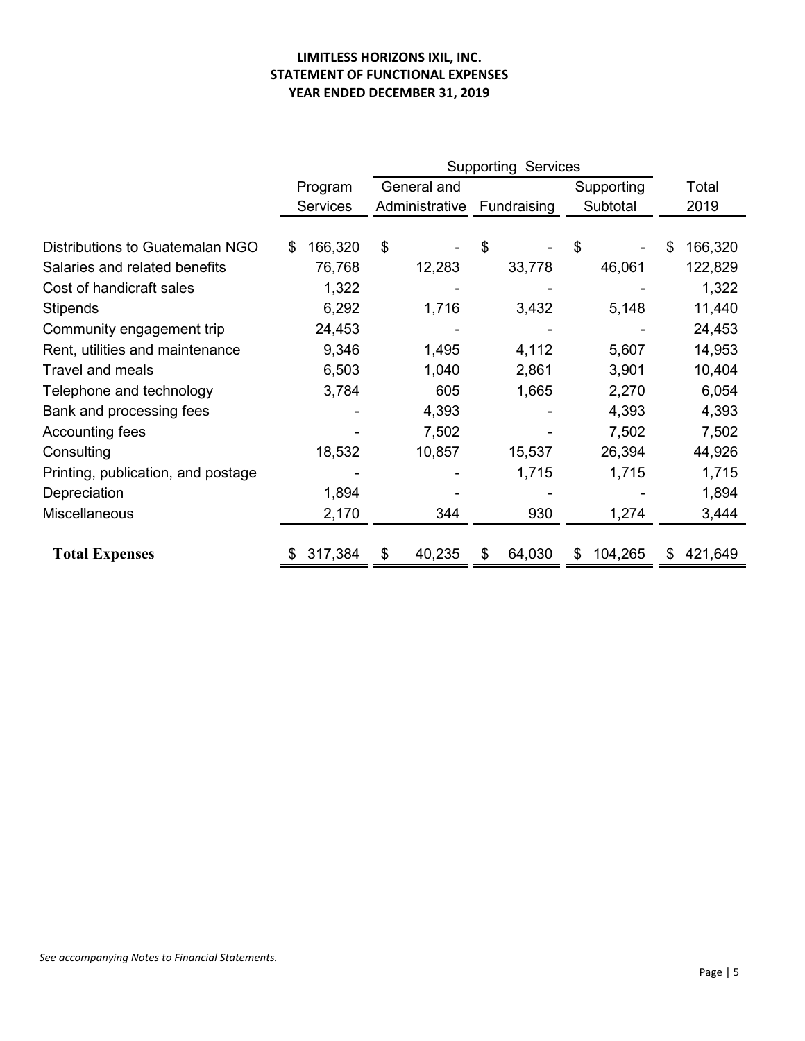**LIMITLESS HORIZONS IXIL, INC.**
**STATEMENT OF FUNCTIONAL EXPENSES**
**YEAR ENDED DECEMBER 31, 2019**

| | | Supporting Services | | | |
|---|---|---|---|---|---|
| | Program Services | General and Administrative | Fundraising | Supporting Subtotal | Total 2019 |
| Distributions to Guatemalan NGO | $ 166,320 | $ - | $ - | $ - | $ 166,320 |
| Salaries and related benefits | 76,768 | 12,283 | 33,778 | 46,061 | 122,829 |
| Cost of handicraft sales | 1,322 | - | - | - | 1,322 |
| Stipends | 6,292 | 1,716 | 3,432 | 5,148 | 11,440 |
| Community engagement trip | 24,453 | - | - | - | 24,453 |
| Rent, utilities and maintenance | 9,346 | 1,495 | 4,112 | 5,607 | 14,953 |
| Travel and meals | 6,503 | 1,040 | 2,861 | 3,901 | 10,404 |
| Telephone and technology | 3,784 | 605 | 1,665 | 2,270 | 6,054 |
| Bank and processing fees | - | 4,393 | - | 4,393 | 4,393 |
| Accounting fees | - | 7,502 | - | 7,502 | 7,502 |
| Consulting | 18,532 | 10,857 | 15,537 | 26,394 | 44,926 |
| Printing, publication, and postage | - | - | 1,715 | 1,715 | 1,715 |
| Depreciation | 1,894 | - | - | - | 1,894 |
| Miscellaneous | 2,170 | 344 | 930 | 1,274 | 3,444 |
| **Total Expenses** | $ 317,384 | $ 40,235 | $ 64,030 | $ 104,265 | $ 421,649 |

*See accompanying Notes to Financial Statements.*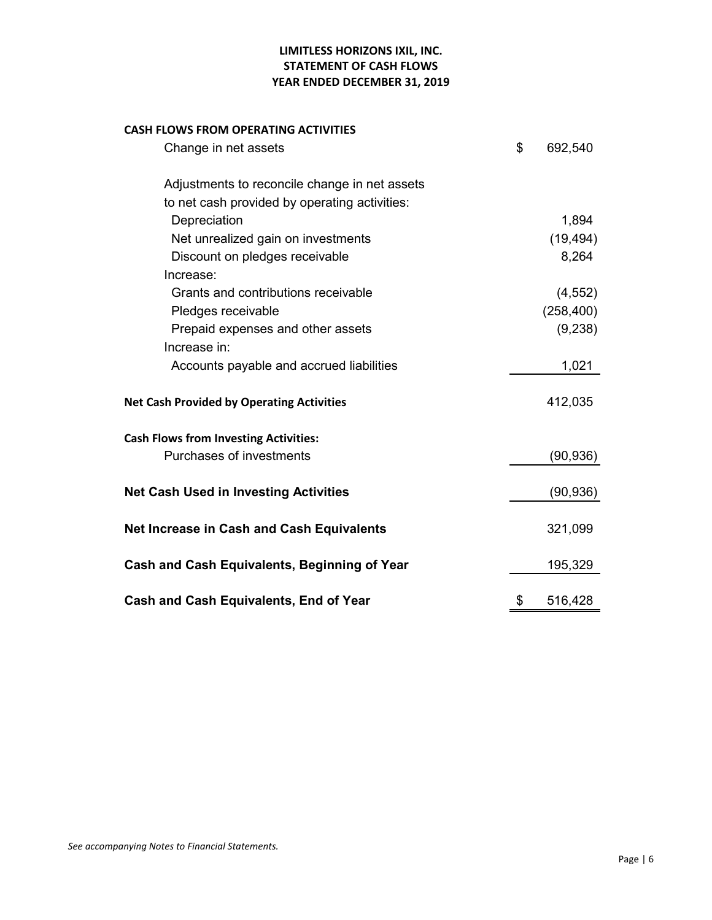# LIMITLESS HORIZONS IXIL, INC.
## STATEMENT OF CASH FLOWS
## YEAR ENDED DECEMBER 31, 2019

| | |
|---|---|
| **CASH FLOWS FROM OPERATING ACTIVITIES** | |
| Change in net assets | $ 692,540 |
| Adjustments to reconcile change in net assets to net cash provided by operating activities: | |
| Depreciation | 1,894 |
| Net unrealized gain on investments | (19,494) |
| Discount on pledges receivable | 8,264 |
| Increase: | |
| Grants and contributions receivable | (4,552) |
| Pledges receivable | (258,400) |
| Prepaid expenses and other assets | (9,238) |
| Increase in: | |
| Accounts payable and accrued liabilities | 1,021 |
| **Net Cash Provided by Operating Activities** | 412,035 |
| **Cash Flows from Investing Activities:** | |
| Purchases of investments | (90,936) |
| **Net Cash Used in Investing Activities** | (90,936) |
| **Net Increase in Cash and Cash Equivalents** | 321,099 |
| **Cash and Cash Equivalents, Beginning of Year** | 195,329 |
| **Cash and Cash Equivalents, End of Year** | $ 516,428 |

*See accompanying Notes to Financial Statements.*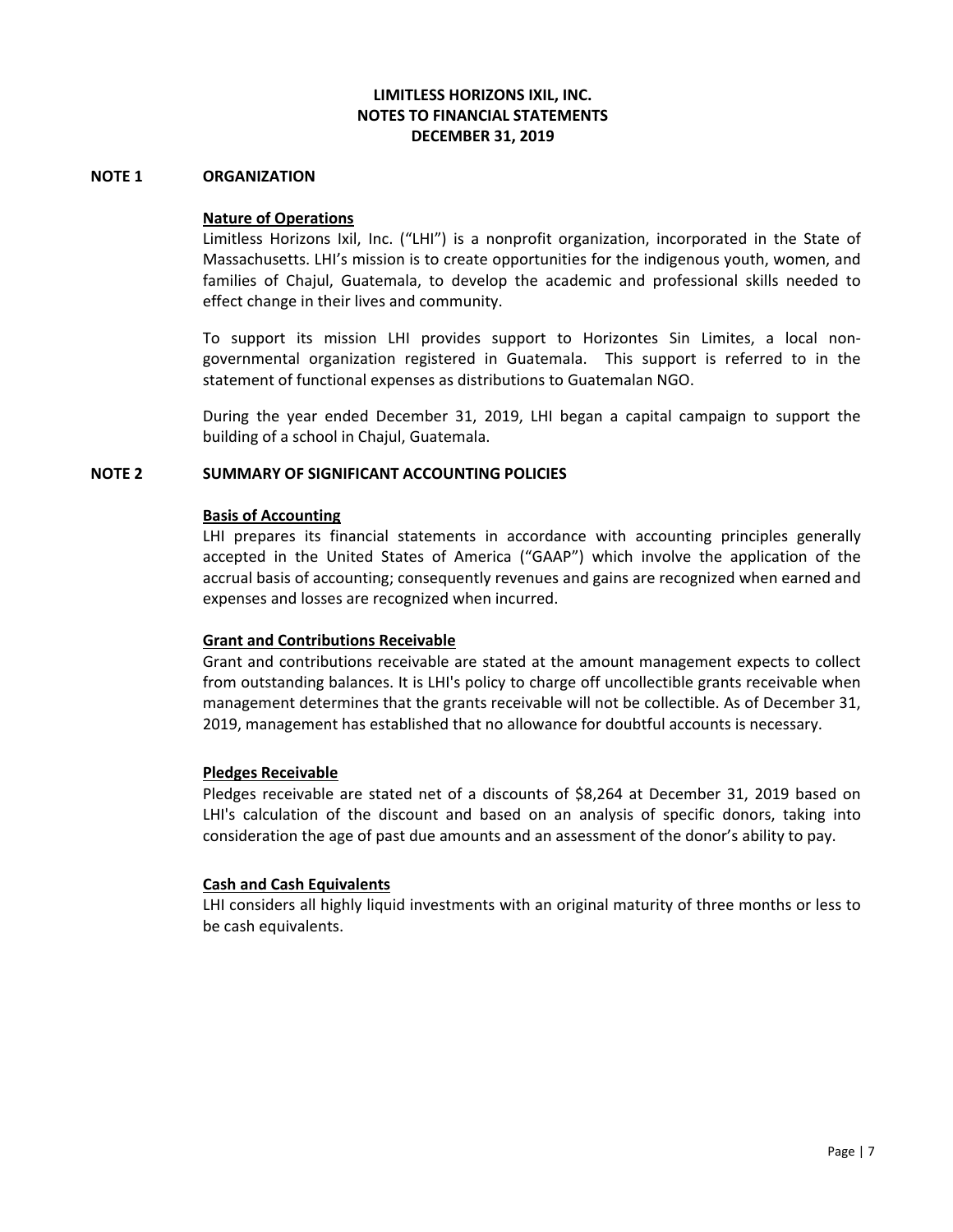# LIMITLESS HORIZONS IXIL, INC.
# NOTES TO FINANCIAL STATEMENTS
# DECEMBER 31, 2019

## NOTE 1 ORGANIZATION

### Nature of Operations

Limitless Horizons Ixil, Inc. ("LHI") is a nonprofit organization, incorporated in the State of Massachusetts. LHI's mission is to create opportunities for the indigenous youth, women, and families of Chajul, Guatemala, to develop the academic and professional skills needed to effect change in their lives and community.

To support its mission LHI provides support to Horizontes Sin Limites, a local non-governmental organization registered in Guatemala. This support is referred to in the statement of functional expenses as distributions to Guatemalan NGO.

During the year ended December 31, 2019, LHI began a capital campaign to support the building of a school in Chajul, Guatemala.

## NOTE 2 SUMMARY OF SIGNIFICANT ACCOUNTING POLICIES

### Basis of Accounting

LHI prepares its financial statements in accordance with accounting principles generally accepted in the United States of America ("GAAP") which involve the application of the accrual basis of accounting; consequently revenues and gains are recognized when earned and expenses and losses are recognized when incurred.

### Grant and Contributions Receivable

Grant and contributions receivable are stated at the amount management expects to collect from outstanding balances. It is LHI's policy to charge off uncollectible grants receivable when management determines that the grants receivable will not be collectible. As of December 31, 2019, management has established that no allowance for doubtful accounts is necessary.

### Pledges Receivable

Pledges receivable are stated net of a discounts of $8,264 at December 31, 2019 based on LHI's calculation of the discount and based on an analysis of specific donors, taking into consideration the age of past due amounts and an assessment of the donor's ability to pay.

### Cash and Cash Equivalents

LHI considers all highly liquid investments with an original maturity of three months or less to be cash equivalents.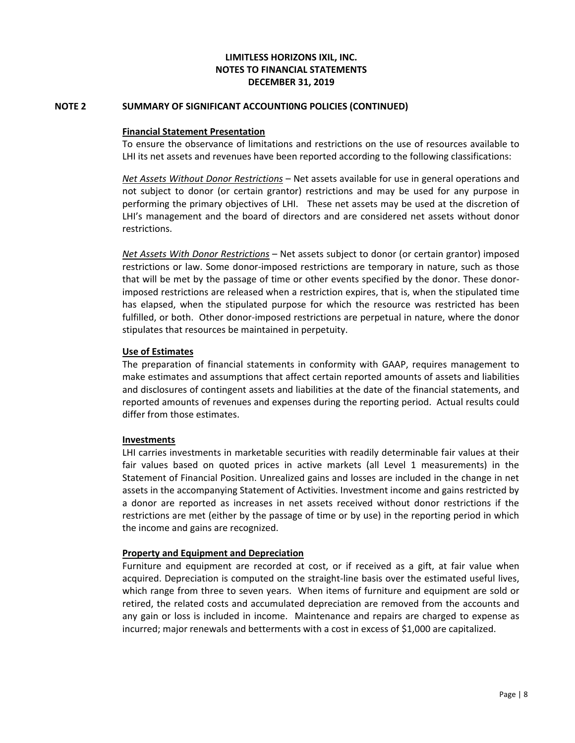**LIMITLESS HORIZONS IXIL, INC.**
**NOTES TO FINANCIAL STATEMENTS**
**DECEMBER 31, 2019**

## NOTE 2 SUMMARY OF SIGNIFICANT ACCOUNTI0NG POLICIES (CONTINUED)

**Financial Statement Presentation**

To ensure the observance of limitations and restrictions on the use of resources available to LHI its net assets and revenues have been reported according to the following classifications:

*Net Assets Without Donor Restrictions* – Net assets available for use in general operations and not subject to donor (or certain grantor) restrictions and may be used for any purpose in performing the primary objectives of LHI. These net assets may be used at the discretion of LHI's management and the board of directors and are considered net assets without donor restrictions.

*Net Assets With Donor Restrictions* – Net assets subject to donor (or certain grantor) imposed restrictions or law. Some donor-imposed restrictions are temporary in nature, such as those that will be met by the passage of time or other events specified by the donor. These donor-imposed restrictions are released when a restriction expires, that is, when the stipulated time has elapsed, when the stipulated purpose for which the resource was restricted has been fulfilled, or both. Other donor-imposed restrictions are perpetual in nature, where the donor stipulates that resources be maintained in perpetuity.

**Use of Estimates**

The preparation of financial statements in conformity with GAAP, requires management to make estimates and assumptions that affect certain reported amounts of assets and liabilities and disclosures of contingent assets and liabilities at the date of the financial statements, and reported amounts of revenues and expenses during the reporting period. Actual results could differ from those estimates.

**Investments**

LHI carries investments in marketable securities with readily determinable fair values at their fair values based on quoted prices in active markets (all Level 1 measurements) in the Statement of Financial Position. Unrealized gains and losses are included in the change in net assets in the accompanying Statement of Activities. Investment income and gains restricted by a donor are reported as increases in net assets received without donor restrictions if the restrictions are met (either by the passage of time or by use) in the reporting period in which the income and gains are recognized.

**Property and Equipment and Depreciation**

Furniture and equipment are recorded at cost, or if received as a gift, at fair value when acquired. Depreciation is computed on the straight-line basis over the estimated useful lives, which range from three to seven years. When items of furniture and equipment are sold or retired, the related costs and accumulated depreciation are removed from the accounts and any gain or loss is included in income. Maintenance and repairs are charged to expense as incurred; major renewals and betterments with a cost in excess of $1,000 are capitalized.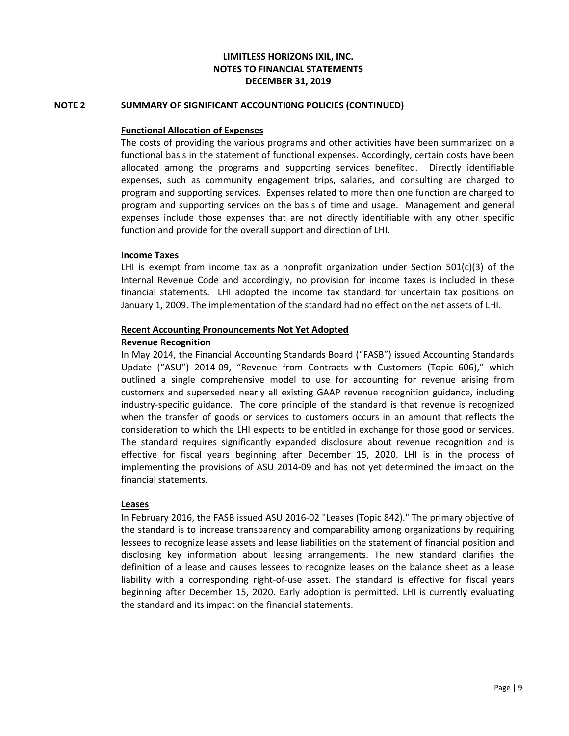**LIMITLESS HORIZONS IXIL, INC.**
**NOTES TO FINANCIAL STATEMENTS**
**DECEMBER 31, 2019**

## NOTE 2 SUMMARY OF SIGNIFICANT ACCOUNTI0NG POLICIES (CONTINUED)

### Functional Allocation of Expenses

The costs of providing the various programs and other activities have been summarized on a functional basis in the statement of functional expenses. Accordingly, certain costs have been allocated among the programs and supporting services benefited. Directly identifiable expenses, such as community engagement trips, salaries, and consulting are charged to program and supporting services. Expenses related to more than one function are charged to program and supporting services on the basis of time and usage. Management and general expenses include those expenses that are not directly identifiable with any other specific function and provide for the overall support and direction of LHI.

### Income Taxes

LHI is exempt from income tax as a nonprofit organization under Section 501(c)(3) of the Internal Revenue Code and accordingly, no provision for income taxes is included in these financial statements. LHI adopted the income tax standard for uncertain tax positions on January 1, 2009. The implementation of the standard had no effect on the net assets of LHI.

### Recent Accounting Pronouncements Not Yet Adopted

#### Revenue Recognition

In May 2014, the Financial Accounting Standards Board ("FASB") issued Accounting Standards Update ("ASU") 2014-09, "Revenue from Contracts with Customers (Topic 606)," which outlined a single comprehensive model to use for accounting for revenue arising from customers and superseded nearly all existing GAAP revenue recognition guidance, including industry-specific guidance. The core principle of the standard is that revenue is recognized when the transfer of goods or services to customers occurs in an amount that reflects the consideration to which the LHI expects to be entitled in exchange for those good or services. The standard requires significantly expanded disclosure about revenue recognition and is effective for fiscal years beginning after December 15, 2020. LHI is in the process of implementing the provisions of ASU 2014-09 and has not yet determined the impact on the financial statements.

#### Leases

In February 2016, the FASB issued ASU 2016-02 "Leases (Topic 842)." The primary objective of the standard is to increase transparency and comparability among organizations by requiring lessees to recognize lease assets and lease liabilities on the statement of financial position and disclosing key information about leasing arrangements. The new standard clarifies the definition of a lease and causes lessees to recognize leases on the balance sheet as a lease liability with a corresponding right-of-use asset. The standard is effective for fiscal years beginning after December 15, 2020. Early adoption is permitted. LHI is currently evaluating the standard and its impact on the financial statements.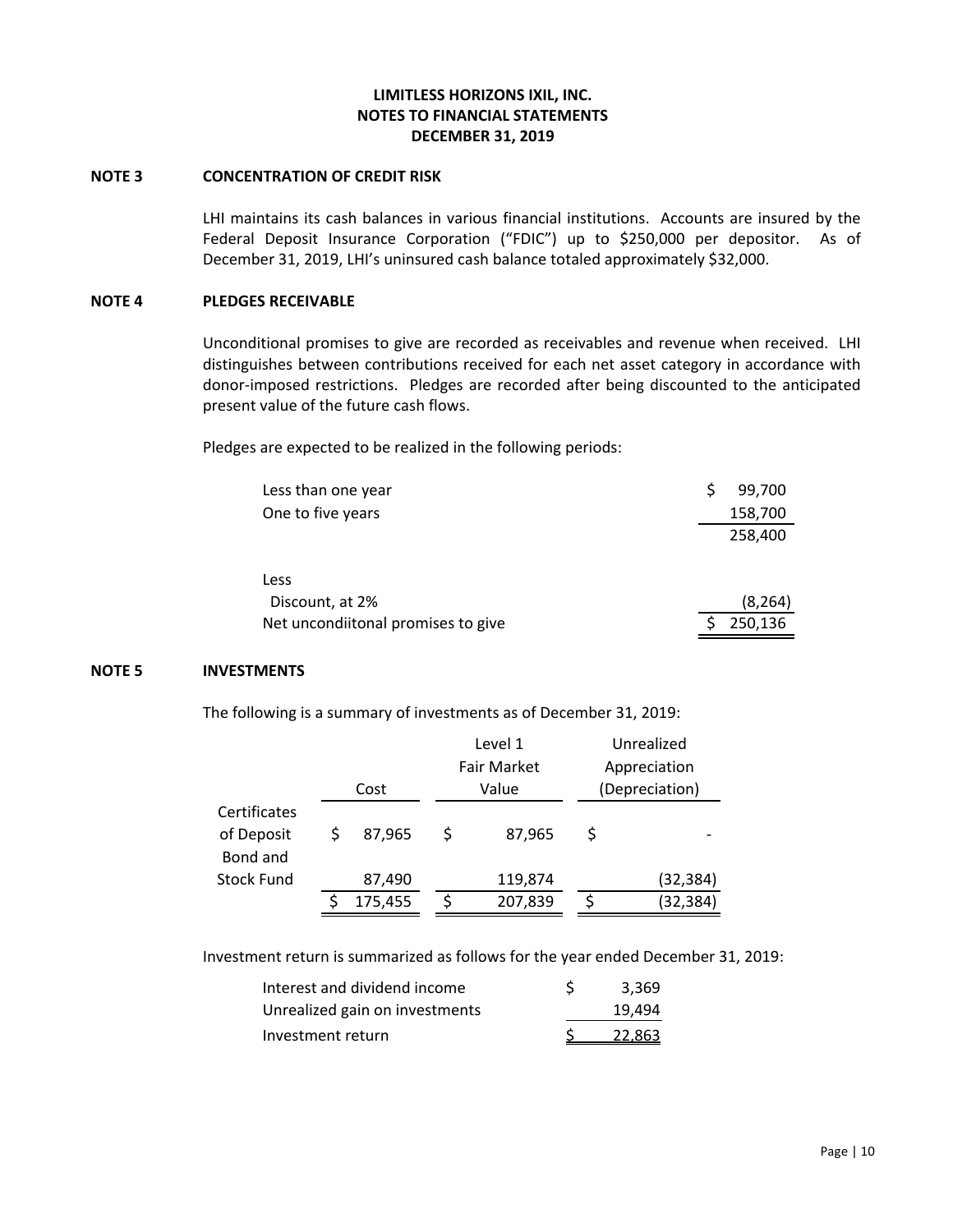**LIMITLESS HORIZONS IXIL, INC.**
**NOTES TO FINANCIAL STATEMENTS**
**DECEMBER 31, 2019**

## NOTE 3 CONCENTRATION OF CREDIT RISK

LHI maintains its cash balances in various financial institutions. Accounts are insured by the Federal Deposit Insurance Corporation ("FDIC") up to $250,000 per depositor. As of December 31, 2019, LHI's uninsured cash balance totaled approximately $32,000.

## NOTE 4 PLEDGES RECEIVABLE

Unconditional promises to give are recorded as receivables and revenue when received. LHI distinguishes between contributions received for each net asset category in accordance with donor-imposed restrictions. Pledges are recorded after being discounted to the anticipated present value of the future cash flows.

Pledges are expected to be realized in the following periods:

| | |
|---|---|
| Less than one year | $ 99,700 |
| One to five years | 158,700 |
| | 258,400 |
| Less | |
| Discount, at 2% | (8,264) |
| Net uncondiitonal promises to give | $ 250,136 |

## NOTE 5 INVESTMENTS

The following is a summary of investments as of December 31, 2019:

| | Cost | Level 1 Fair Market Value | Unrealized Appreciation (Depreciation) |
|---|---|---|---|
| Certificates of Deposit | $ 87,965 | $ 87,965 | $ - |
| Bond and Stock Fund | 87,490 | 119,874 | (32,384) |
| | $ 175,455 | $ 207,839 | $ (32,384) |

Investment return is summarized as follows for the year ended December 31, 2019:

| | |
|---|---|
| Interest and dividend income | $ 3,369 |
| Unrealized gain on investments | 19,494 |
| Investment return | $ 22,863 |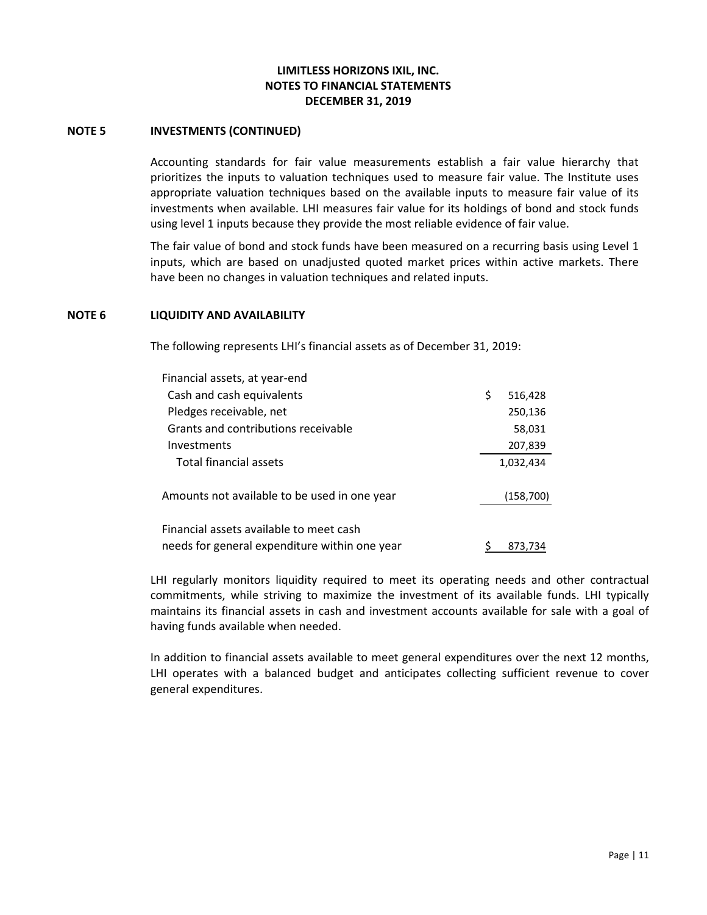**LIMITLESS HORIZONS IXIL, INC.**
**NOTES TO FINANCIAL STATEMENTS**
**DECEMBER 31, 2019**

## NOTE 5 INVESTMENTS (CONTINUED)

Accounting standards for fair value measurements establish a fair value hierarchy that prioritizes the inputs to valuation techniques used to measure fair value. The Institute uses appropriate valuation techniques based on the available inputs to measure fair value of its investments when available. LHI measures fair value for its holdings of bond and stock funds using level 1 inputs because they provide the most reliable evidence of fair value.

The fair value of bond and stock funds have been measured on a recurring basis using Level 1 inputs, which are based on unadjusted quoted market prices within active markets. There have been no changes in valuation techniques and related inputs.

## NOTE 6 LIQUIDITY AND AVAILABILITY

The following represents LHI's financial assets as of December 31, 2019:

| | |
|---|---|
| Financial assets, at year-end | |
| Cash and cash equivalents | $ 516,428 |
| Pledges receivable, net | 250,136 |
| Grants and contributions receivable | 58,031 |
| Investments | 207,839 |
| Total financial assets | 1,032,434 |
| Amounts not available to be used in one year | (158,700) |
| Financial assets available to meet cash needs for general expenditure within one year | $ 873,734 |

LHI regularly monitors liquidity required to meet its operating needs and other contractual commitments, while striving to maximize the investment of its available funds. LHI typically maintains its financial assets in cash and investment accounts available for sale with a goal of having funds available when needed.

In addition to financial assets available to meet general expenditures over the next 12 months, LHI operates with a balanced budget and anticipates collecting sufficient revenue to cover general expenditures.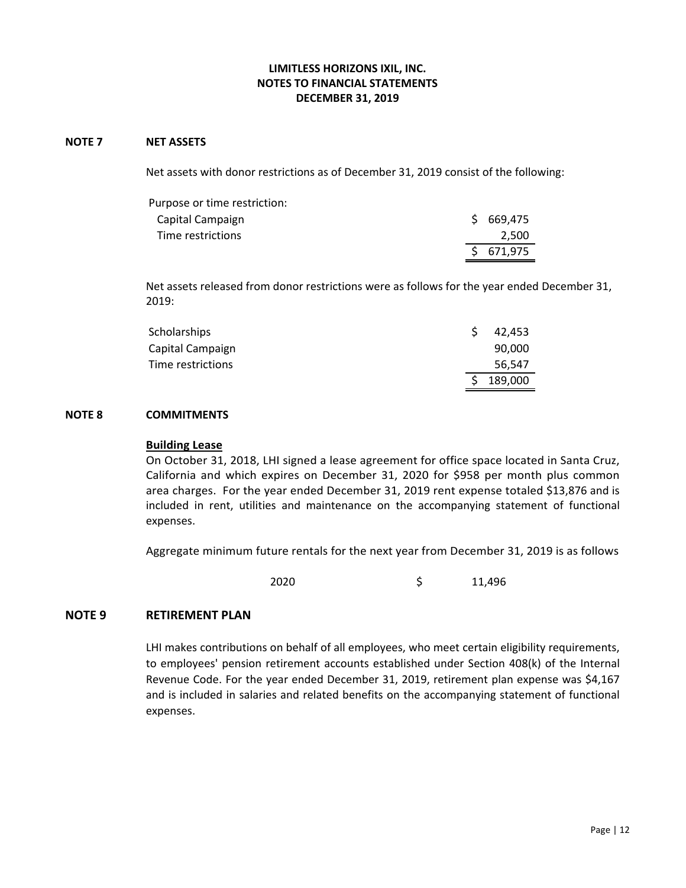# LIMITLESS HORIZONS IXIL, INC.
## NOTES TO FINANCIAL STATEMENTS
## DECEMBER 31, 2019

### NOTE 7 NET ASSETS

Net assets with donor restrictions as of December 31, 2019 consist of the following:

| | |
|---|---|
| Purpose or time restriction: | |
| Capital Campaign | $ 669,475 |
| Time restrictions | 2,500 |
| | $ 671,975 |

Net assets released from donor restrictions were as follows for the year ended December 31, 2019:

| | |
|---|---|
| Scholarships | $ 42,453 |
| Capital Campaign | 90,000 |
| Time restrictions | 56,547 |
| | $ 189,000 |

### NOTE 8 COMMITMENTS

**Building Lease**

On October 31, 2018, LHI signed a lease agreement for office space located in Santa Cruz, California and which expires on December 31, 2020 for $958 per month plus common area charges. For the year ended December 31, 2019 rent expense totaled $13,876 and is included in rent, utilities and maintenance on the accompanying statement of functional expenses.

Aggregate minimum future rentals for the next year from December 31, 2019 is as follows

| | |
|---|---|
| 2020 | $ 11,496 |

### NOTE 9 RETIREMENT PLAN

LHI makes contributions on behalf of all employees, who meet certain eligibility requirements, to employees' pension retirement accounts established under Section 408(k) of the Internal Revenue Code. For the year ended December 31, 2019, retirement plan expense was $4,167 and is included in salaries and related benefits on the accompanying statement of functional expenses.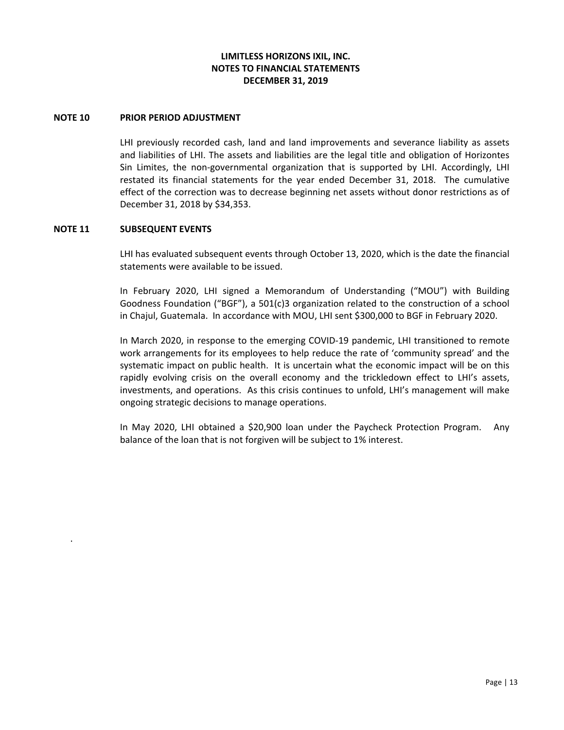**LIMITLESS HORIZONS IXIL, INC.**
**NOTES TO FINANCIAL STATEMENTS**
**DECEMBER 31, 2019**

## NOTE 10 PRIOR PERIOD ADJUSTMENT

LHI previously recorded cash, land and land improvements and severance liability as assets and liabilities of LHI. The assets and liabilities are the legal title and obligation of Horizontes Sin Limites, the non-governmental organization that is supported by LHI. Accordingly, LHI restated its financial statements for the year ended December 31, 2018. The cumulative effect of the correction was to decrease beginning net assets without donor restrictions as of December 31, 2018 by $34,353.

## NOTE 11 SUBSEQUENT EVENTS

LHI has evaluated subsequent events through October 13, 2020, which is the date the financial statements were available to be issued.

In February 2020, LHI signed a Memorandum of Understanding ("MOU") with Building Goodness Foundation ("BGF"), a 501(c)3 organization related to the construction of a school in Chajul, Guatemala. In accordance with MOU, LHI sent $300,000 to BGF in February 2020.

In March 2020, in response to the emerging COVID-19 pandemic, LHI transitioned to remote work arrangements for its employees to help reduce the rate of 'community spread' and the systematic impact on public health. It is uncertain what the economic impact will be on this rapidly evolving crisis on the overall economy and the trickledown effect to LHI's assets, investments, and operations. As this crisis continues to unfold, LHI's management will make ongoing strategic decisions to manage operations.

In May 2020, LHI obtained a $20,900 loan under the Paycheck Protection Program. Any balance of the loan that is not forgiven will be subject to 1% interest.